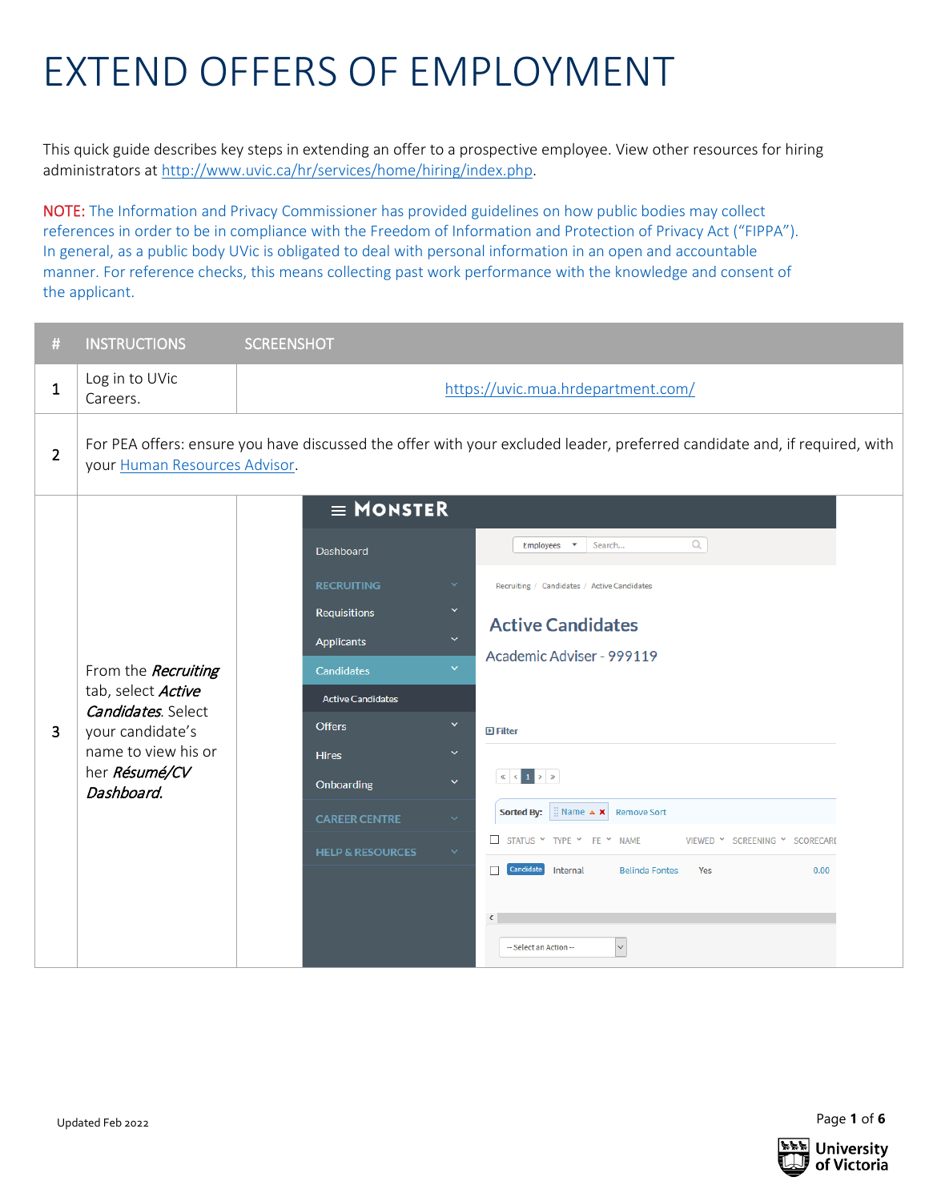# EXTEND OFFERS OF EMPLOYMENT

This quick guide describes key steps in extending an offer to a prospective employee. View other resources for hiring administrators at http://www.uvic.ca/hr/services/home/hiring/index.php.

NOTE: The Information and Privacy Commissioner has provided guidelines on how public bodies may collect references in order to be in compliance with the Freedom of Information and Protection of Privacy Act ("FIPPA"). In general, as a public body UVic is obligated to deal with personal information in an open and accountable manner. For reference checks, this means collecting past work performance with the knowledge and consent of the applicant.

| # | INSTRUCTIONS | SCREENSHOT |
|---|---|---|
| 1 | Log in to UVic Careers. | https://uvic.mua.hrdepartment.com/ |
| 2 | For PEA offers: ensure you have discussed the offer with your excluded leader, preferred candidate and, if required, with your Human Resources Advisor. | |
| 3 | From the ***Recruiting*** tab, select ***Active Candidates***. Select your candidate's name to view his or her ***Résumé/CV Dashboard***. | |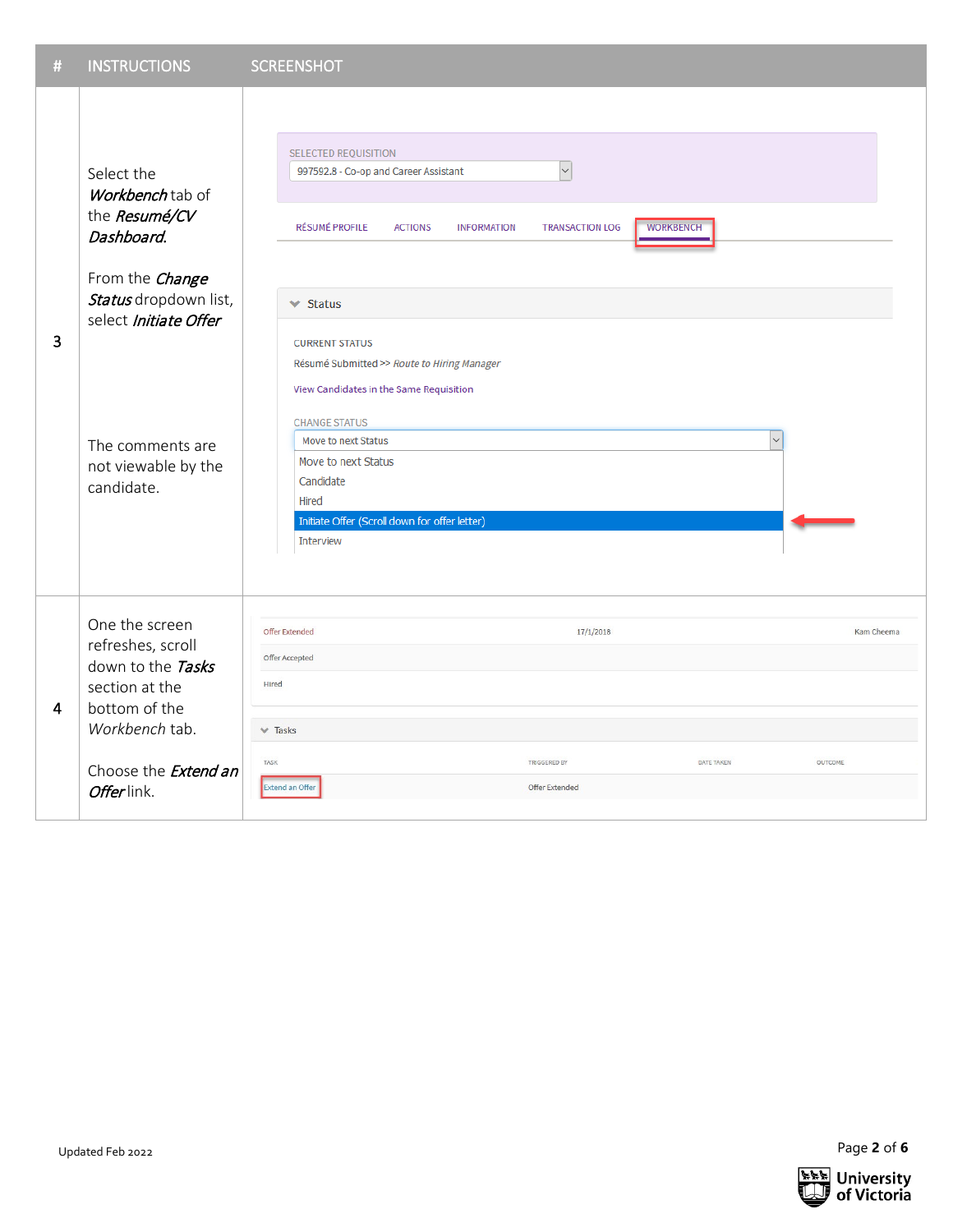| # | INSTRUCTIONS | SCREENSHOT |
|---|---|---|
| 3 | Select the ***Workbench*** tab of the ***Resumé/CV Dashboard.*** <br><br> From the ***Change Status*** dropdown list, select ***Initiate Offer*** <br><br> The comments are not viewable by the candidate. | SELECTED REQUISITION<br>997592.8 - Co-op and Career Assistant<br>RÉSUMÉ PROFILE · ACTIONS · INFORMATION · TRANSACTION LOG · WORKBENCH<br>Status<br>CURRENT STATUS<br>Résumé Submitted >> *Route to Hiring Manager*<br>View Candidates in the Same Requisition<br>CHANGE STATUS<br>Move to next Status<br>Move to next Status<br>Candidate<br>Hired<br>Initiate Offer (Scroll down for offer letter)<br>Interview |
| 4 | One the screen refreshes, scroll down to the ***Tasks*** section at the bottom of the *Workbench* tab. <br><br> Choose the ***Extend an Offer*** link. | Offer Extended · 17/1/2018 · Kam Cheema<br>Offer Accepted<br>Hired<br>Tasks<br>TASK · TRIGGERED BY · DATE TAKEN · OUTCOME<br>Extend an Offer · Offer Extended |

Updated Feb 2022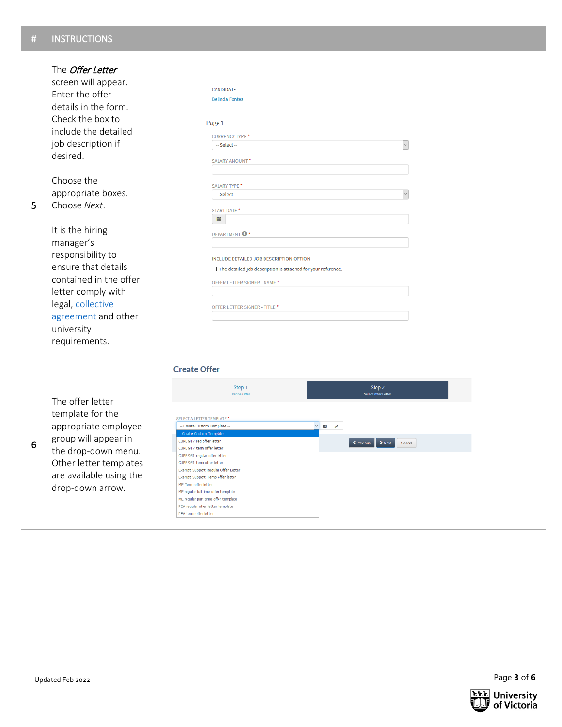| # | INSTRUCTIONS | |
|---|---|---|
| 5 | The *Offer Letter* screen will appear. Enter the offer details in the form. Check the box to include the detailed job description if desired.<br><br>Choose the appropriate boxes. Choose *Next*.<br><br>It is the hiring manager's responsibility to ensure that details contained in the offer letter comply with legal, collective agreement and other university requirements. | CANDIDATE<br>Belinda Fontes<br><br>Page 1<br>CURRENCY TYPE *<br>-- Select --<br>SALARY AMOUNT *<br>SALARY TYPE *<br>-- Select --<br>START DATE *<br>DEPARTMENT *<br>INCLUDE DETAILED JOB DESCRIPTION OPTION<br>☐ The detailed job description is attached for your reference.<br>OFFER LETTER SIGNER - NAME *<br>OFFER LETTER SIGNER - TITLE * |
| 6 | The offer letter template for the appropriate employee group will appear in the drop-down menu. Other letter templates are available using the drop-down arrow. | Create Offer<br>Step 1 Define Offer<br>Step 2 Select Offer Letter<br>SELECT A LETTER TEMPLATE *<br>-- Create Custom Template --<br>-- Create Custom Template --<br>CUPE 917 reg offer letter<br>CUPE 917 term offer letter<br>CUPE 951 regular offer letter<br>CUPE 951 term offer letter<br>Exempt Support Regular Offer Letter<br>Exempt Support Temp offer letter<br>ME Term offer letter<br>ME regular full time offer template<br>ME regular part time offer template<br>PEA regular offer letter template<br>PEA term offer letter<br>Previous Next Cancel |

Updated Feb 2022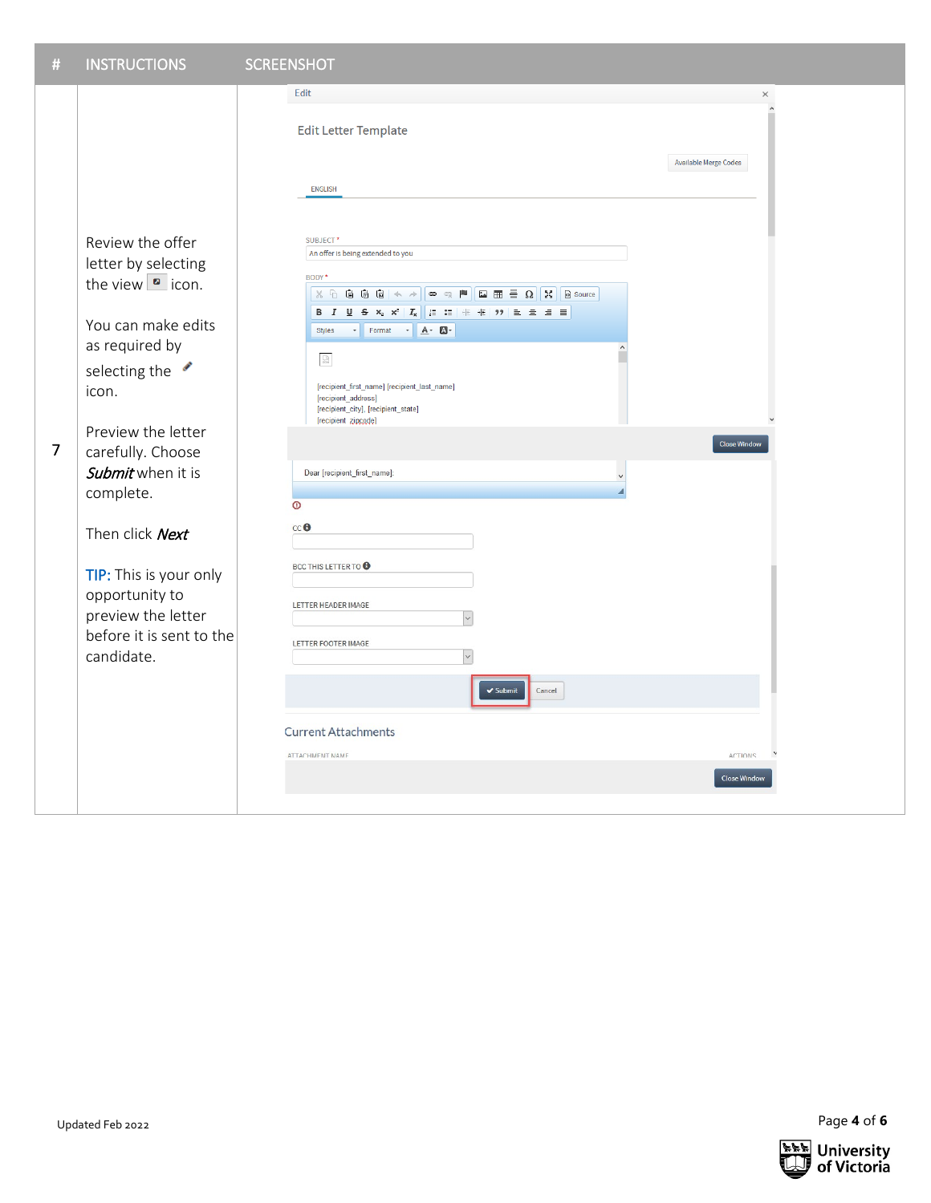| # | INSTRUCTIONS | SCREENSHOT |
|---|---|---|
| 7 | Review the offer letter by selecting the view icon.<br><br>You can make edits as required by selecting the icon.<br><br>Preview the letter carefully. Choose ***Submit*** when it is complete.<br><br>Then click ***Next***<br><br>**TIP:** This is your only opportunity to preview the letter before it is sent to the candidate. | |

Updated Feb 2022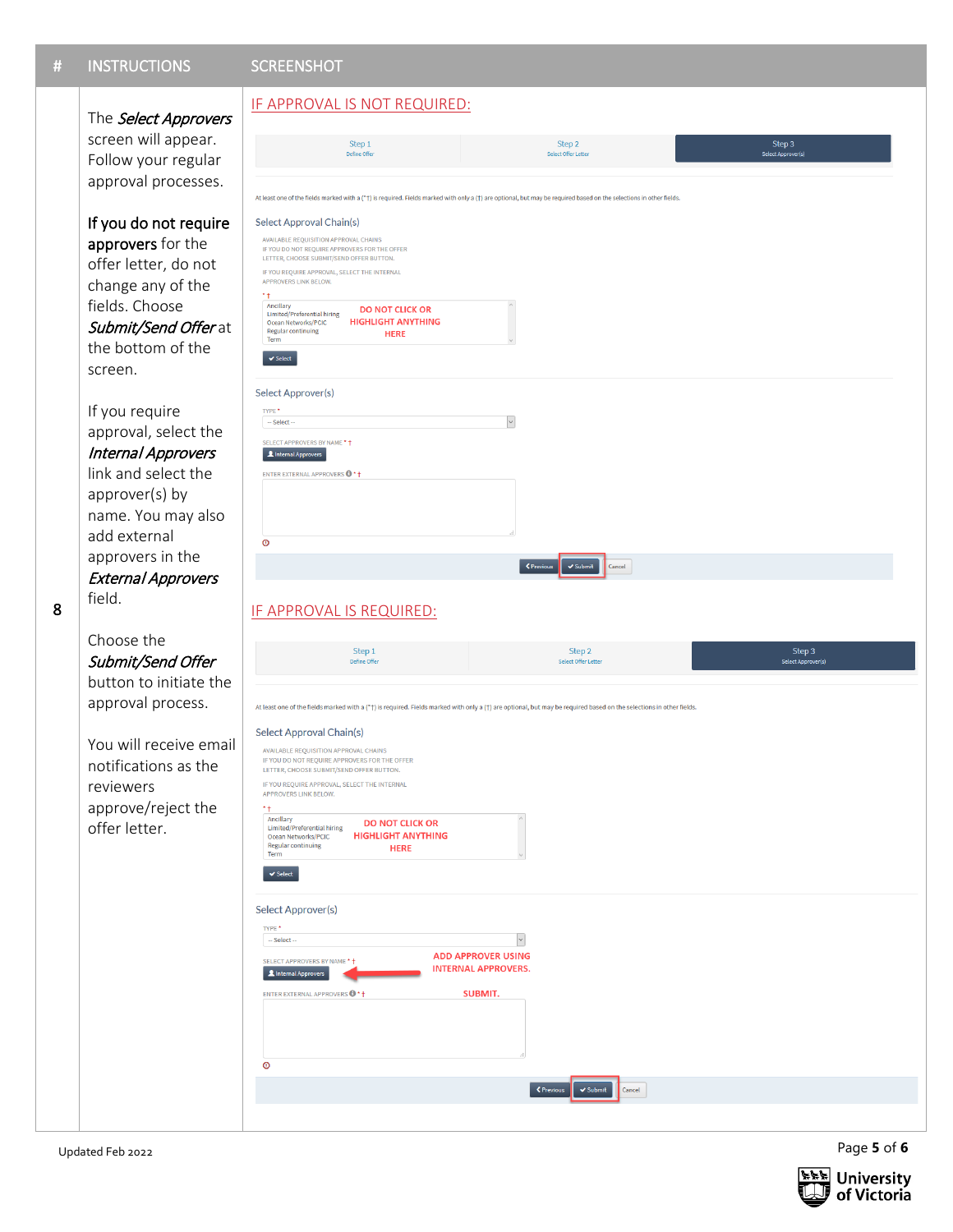| # | INSTRUCTIONS | SCREENSHOT |
|---|---|---|
| 8 | The *Select Approvers* screen will appear. Follow your regular approval processes.<br><br>If you do not require approvers for the offer letter, do not change any of the fields. Choose *Submit/Send Offer* at the bottom of the screen.<br><br>If you require approval, select the *Internal Approvers* link and select the approver(s) by name. You may also add external approvers in the *External Approvers* field.<br><br>Choose the *Submit/Send Offer* button to initiate the approval process.<br><br>You will receive email notifications as the reviewers approve/reject the offer letter. | IF APPROVAL IS NOT REQUIRED:<br><br>Step 1 Define Offer / Step 2 Select Offer Letter / Step 3 Select Approver(s)<br><br>At least one of the fields marked with a (*†) is required. Fields marked with only a (†) are optional, but may be required based on the selections in other fields.<br><br>Select Approval Chain(s)<br>AVAILABLE REQUISITION APPROVAL CHAINS<br>IF YOU DO NOT REQUIRE APPROVERS FOR THE OFFER LETTER, CHOOSE SUBMIT/SEND OFFER BUTTON.<br>IF YOU REQUIRE APPROVAL, SELECT THE INTERNAL APPROVERS LINK BELOW.<br>Ancillary<br>Limited/Preferential hiring<br>Ocean Networks/PCIC<br>Regular continuing<br>Term<br>DO NOT CLICK OR HIGHLIGHT ANYTHING HERE<br>Select<br><br>Select Approver(s)<br>TYPE *<br>-- Select --<br>SELECT APPROVERS BY NAME *†<br>Internal Approvers<br>ENTER EXTERNAL APPROVERS *†<br><br>Previous / Submit / Cancel<br><br>IF APPROVAL IS REQUIRED:<br><br>Step 1 Define Offer / Step 2 Select Offer Letter / Step 3 Select Approver(s)<br><br>At least one of the fields marked with a (*†) is required. Fields marked with only a (†) are optional, but may be required based on the selections in other fields.<br><br>Select Approval Chain(s)<br>AVAILABLE REQUISITION APPROVAL CHAINS<br>IF YOU DO NOT REQUIRE APPROVERS FOR THE OFFER LETTER, CHOOSE SUBMIT/SEND OFFER BUTTON.<br>IF YOU REQUIRE APPROVAL, SELECT THE INTERNAL APPROVERS LINK BELOW.<br>Ancillary<br>Limited/Preferential hiring<br>Ocean Networks/PCIC<br>Regular continuing<br>Term<br>DO NOT CLICK OR HIGHLIGHT ANYTHING HERE<br>Select<br><br>Select Approver(s)<br>TYPE *<br>-- Select --<br>SELECT APPROVERS BY NAME *†<br>Internal Approvers<br>ADD APPROVER USING INTERNAL APPROVERS.<br>ENTER EXTERNAL APPROVERS *†<br>SUBMIT.<br><br>Previous / Submit / Cancel |

Updated Feb 2022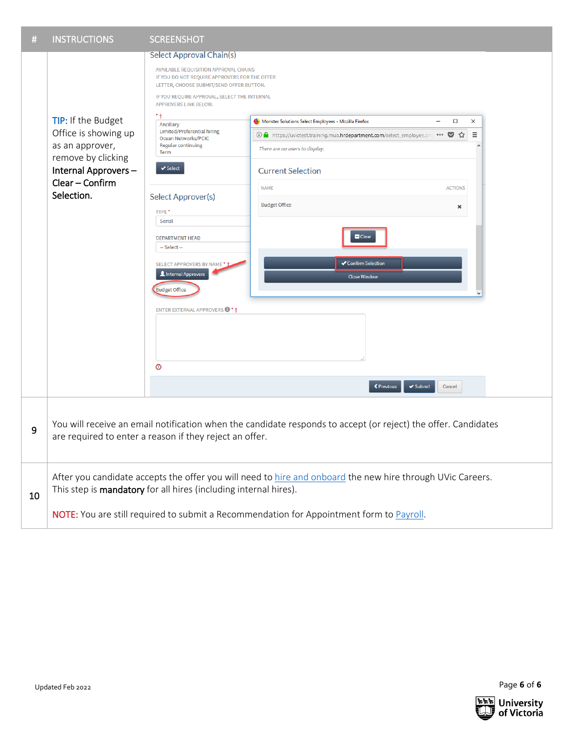| # | INSTRUCTIONS | SCREENSHOT |
| --- | --- | --- |
| | TIP: If the Budget Office is showing up as an approver, remove by clicking **Internal Approvers – Clear – Confirm Selection.** | Select Approval Chain(s) AVAILABLE REQUISITION APPROVAL CHAINS IF YOU DO NOT REQUIRE APPROVERS FOR THE OFFER LETTER, CHOOSE SUBMIT/SEND OFFER BUTTON. IF YOU REQUIRE APPROVAL, SELECT THE INTERNAL APPROVERS LINK BELOW. Ancillary Limited/Preferential hiring Ocean Networks/PCIC Regular continuing Term Select Select Approver(s) TYPE * Serial DEPARTMENT HEAD -- Select -- SELECT APPROVERS BY NAME * Internal Approvers Budget Office ENTER EXTERNAL APPROVERS Previous Submit Cancel Monster Solutions Select Employees - Mozilla Firefox https://uvictest.training.mua.hrdepartment.com/select_employee.ph There are no users to display. Current Selection NAME ACTIONS Budget Office Clear Confirm Selection Close Window |
| 9 | You will receive an email notification when the candidate responds to accept (or reject) the offer. Candidates are required to enter a reason if they reject an offer. | |
| 10 | After you candidate accepts the offer you will need to hire and onboard the new hire through UVic Careers. This step is **mandatory** for all hires (including internal hires).<br><br>NOTE: You are still required to submit a Recommendation for Appointment form to Payroll. | |

Updated Feb 2022